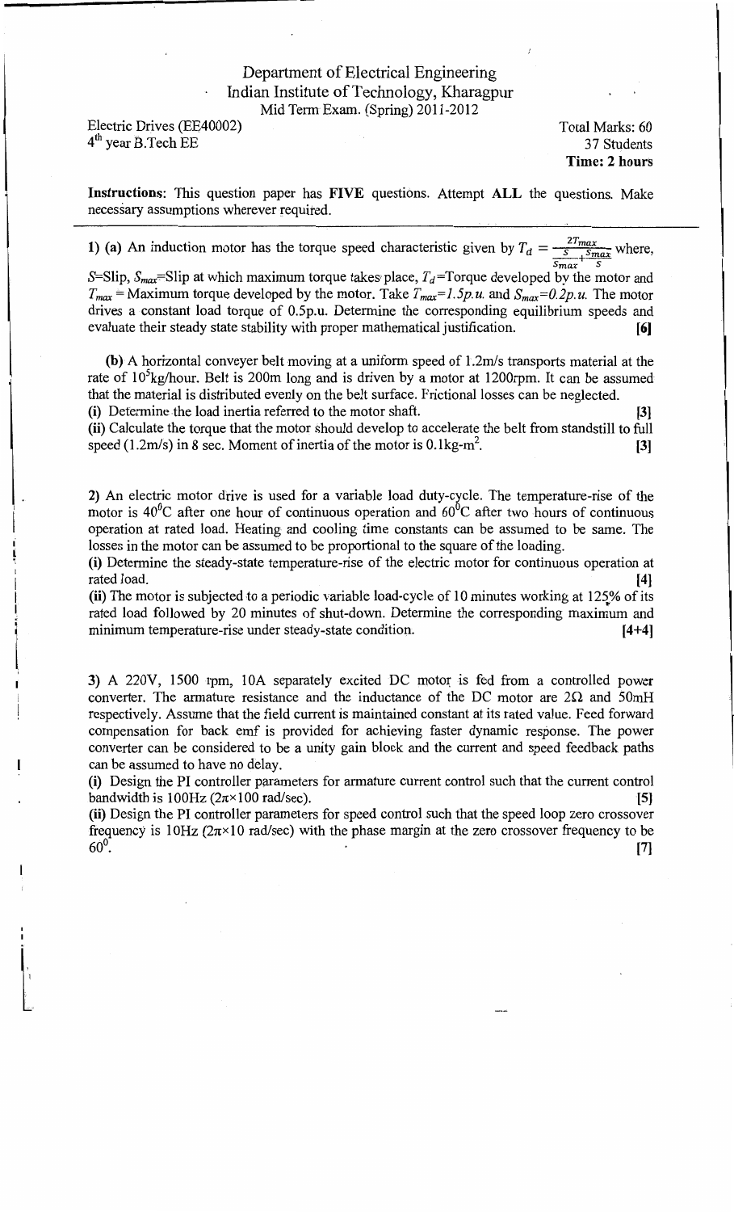# Department of Electrical Engineering
## Indian Institute of Technology, Kharagpur
Mid Term Exam. (Spring) 2011-2012

Electric Drives (EE40002) — Total Marks: 60

$4^{th}$ year B.Tech EE — 37 Students

**Time: 2 hours**

**Instructions**: This question paper has **FIVE** questions. Attempt **ALL** the questions. Make necessary assumptions wherever required.

---

**1) (a)** An induction motor has the torque speed characteristic given by $T_d = \frac{2T_{max}}{\frac{S}{S_{max}} + \frac{S_{max}}{S}}$ where, $S$=Slip, $S_{max}$=Slip at which maximum torque takes place, $T_d$=Torque developed by the motor and $T_{max}$ = Maximum torque developed by the motor. Take $T_{max}=1.5p.u.$ and $S_{max}=0.2p.u.$ The motor drives a constant load torque of 0.5p.u. Determine the corresponding equilibrium speeds and evaluate their steady state stability with proper mathematical justification. **[6]**

**(b)** A horizontal conveyer belt moving at a uniform speed of 1.2m/s transports material at the rate of $10^5$kg/hour. Belt is 200m long and is driven by a motor at 1200rpm. It can be assumed that the material is distributed evenly on the belt surface. Frictional losses can be neglected.

(i) Determine the load inertia referred to the motor shaft. **[3]**

(ii) Calculate the torque that the motor should develop to accelerate the belt from standstill to full speed (1.2m/s) in 8 sec. Moment of inertia of the motor is 0.1kg-m$^2$. **[3]**

**2)** An electric motor drive is used for a variable load duty-cycle. The temperature-rise of the motor is $40^0$C after one hour of continuous operation and $60^0$C after two hours of continuous operation at rated load. Heating and cooling time constants can be assumed to be same. The losses in the motor can be assumed to be proportional to the square of the loading.

(i) Determine the steady-state temperature-rise of the electric motor for continuous operation at rated load. **[4]**

(ii) The motor is subjected to a periodic variable load-cycle of 10 minutes working at 125% of its rated load followed by 20 minutes of shut-down. Determine the corresponding maximum and minimum temperature-rise under steady-state condition. **[4+4]**

**3)** A 220V, 1500 rpm, 10A separately excited DC motor is fed from a controlled power converter. The armature resistance and the inductance of the DC motor are 2Ω and 50mH respectively. Assume that the field current is maintained constant at its rated value. Feed forward compensation for back emf is provided for achieving faster dynamic response. The power converter can be considered to be a unity gain block and the current and speed feedback paths can be assumed to have no delay.

(i) Design the PI controller parameters for armature current control such that the current control bandwidth is 100Hz ($2\pi\times100$ rad/sec). **[5]**

(ii) Design the PI controller parameters for speed control such that the speed loop zero crossover frequency is 10Hz ($2\pi\times10$ rad/sec) with the phase margin at the zero crossover frequency to be $60^0$. **[7]**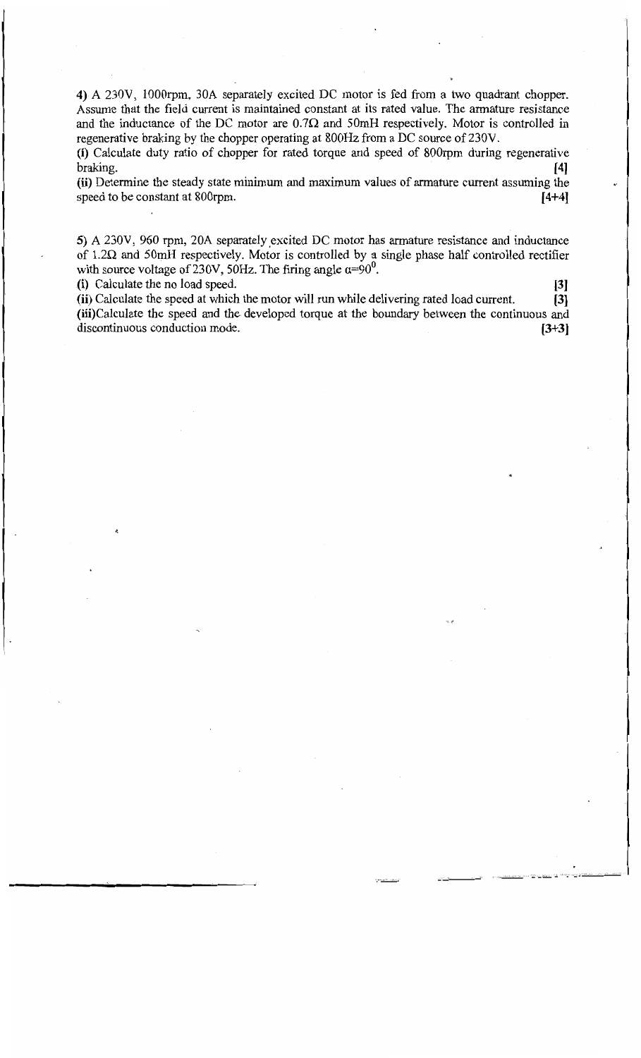**4)** A 230V, 1000rpm, 30A separately excited DC motor is fed from a two quadrant chopper. Assume that the field current is maintained constant at its rated value. The armature resistance and the inductance of the DC motor are $0.7\Omega$ and 50mH respectively. Motor is controlled in regenerative braking by the chopper operating at 800Hz from a DC source of 230V.

**(i)** Calculate duty ratio of chopper for rated torque and speed of 800rpm during regenerative braking. **[4]**

**(ii)** Determine the steady state minimum and maximum values of armature current assuming the speed to be constant at 800rpm. **[4+4]**

**5)** A 230V, 960 rpm, 20A separately excited DC motor has armature resistance and inductance of $1.2\Omega$ and 50mH respectively. Motor is controlled by a single phase half controlled rectifier with source voltage of 230V, 50Hz. The firing angle $\alpha=90^0$.

**(i)** Calculate the no load speed. **[3]**

**(ii)** Calculate the speed at which the motor will run while delivering rated load current. **[3]**

**(iii)** Calculate the speed and the developed torque at the boundary between the continuous and discontinuous conduction mode. **[3+3]**